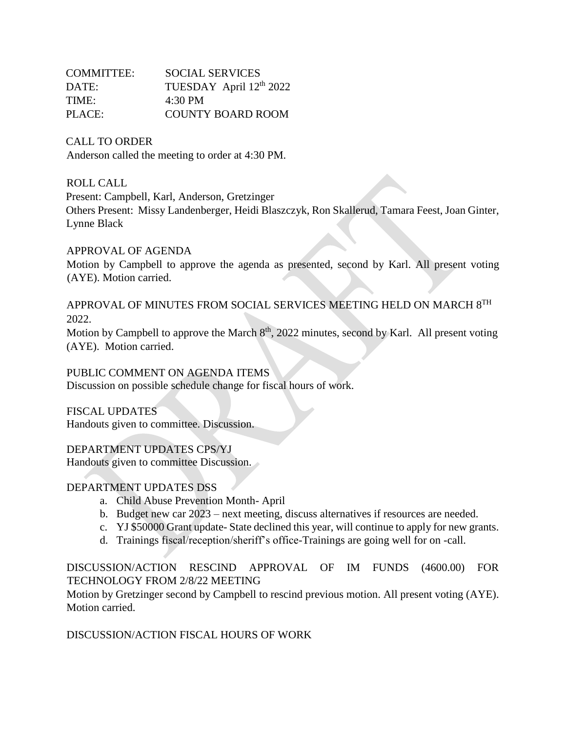COMMITTEE: SOCIAL SERVICES
DATE: TUESDAY April 12th 2022
TIME: 4:30 PM
PLACE: COUNTY BOARD ROOM

CALL TO ORDER
Anderson called the meeting to order at 4:30 PM.

ROLL CALL
Present: Campbell, Karl, Anderson, Gretzinger
Others Present: Missy Landenberger, Heidi Blaszczyk, Ron Skallerud, Tamara Feest, Joan Ginter, Lynne Black

APPROVAL OF AGENDA
Motion by Campbell to approve the agenda as presented, second by Karl. All present voting (AYE). Motion carried.

APPROVAL OF MINUTES FROM SOCIAL SERVICES MEETING HELD ON MARCH 8TH 2022.
Motion by Campbell to approve the March 8th, 2022 minutes, second by Karl. All present voting (AYE). Motion carried.

PUBLIC COMMENT ON AGENDA ITEMS
Discussion on possible schedule change for fiscal hours of work.

FISCAL UPDATES
Handouts given to committee. Discussion.

DEPARTMENT UPDATES CPS/YJ
Handouts given to committee Discussion.

DEPARTMENT UPDATES DSS

a. Child Abuse Prevention Month- April
b. Budget new car 2023 – next meeting, discuss alternatives if resources are needed.
c. YJ $50000 Grant update- State declined this year, will continue to apply for new grants.
d. Trainings fiscal/reception/sheriff's office-Trainings are going well for on -call.

DISCUSSION/ACTION RESCIND APPROVAL OF IM FUNDS (4600.00) FOR TECHNOLOGY FROM 2/8/22 MEETING
Motion by Gretzinger second by Campbell to rescind previous motion. All present voting (AYE). Motion carried.

DISCUSSION/ACTION FISCAL HOURS OF WORK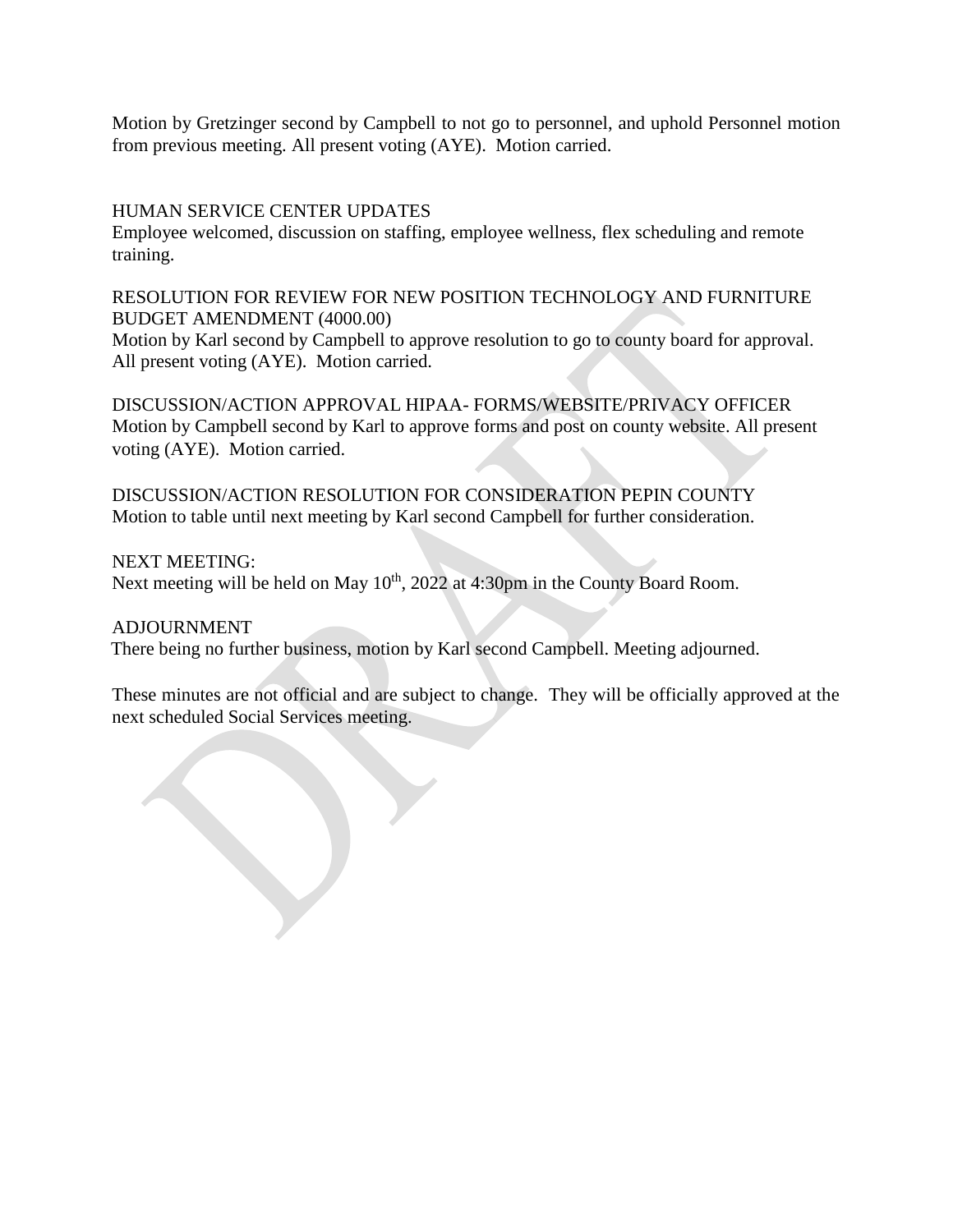Motion by Gretzinger second by Campbell to not go to personnel, and uphold Personnel motion from previous meeting. All present voting (AYE). Motion carried.

HUMAN SERVICE CENTER UPDATES

Employee welcomed, discussion on staffing, employee wellness, flex scheduling and remote training.

RESOLUTION FOR REVIEW FOR NEW POSITION TECHNOLOGY AND FURNITURE BUDGET AMENDMENT (4000.00)

Motion by Karl second by Campbell to approve resolution to go to county board for approval. All present voting (AYE). Motion carried.

DISCUSSION/ACTION APPROVAL HIPAA- FORMS/WEBSITE/PRIVACY OFFICER

Motion by Campbell second by Karl to approve forms and post on county website. All present voting (AYE). Motion carried.

DISCUSSION/ACTION RESOLUTION FOR CONSIDERATION PEPIN COUNTY

Motion to table until next meeting by Karl second Campbell for further consideration.

NEXT MEETING:

Next meeting will be held on May 10th, 2022 at 4:30pm in the County Board Room.

ADJOURNMENT

There being no further business, motion by Karl second Campbell. Meeting adjourned.

These minutes are not official and are subject to change. They will be officially approved at the next scheduled Social Services meeting.